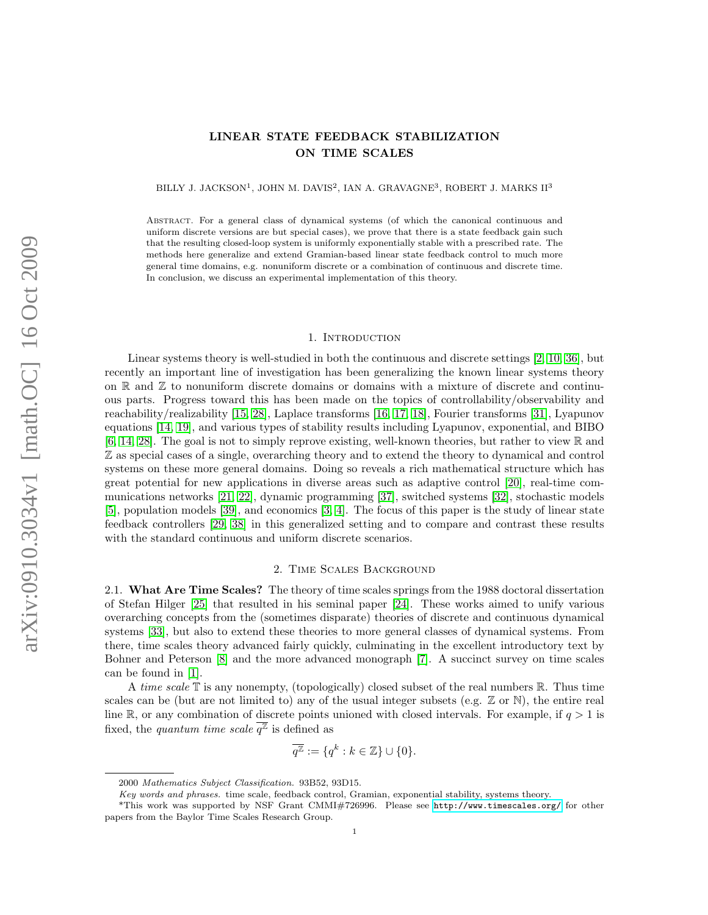# LINEAR STATE FEEDBACK STABILIZATION ON TIME SCALES

BILLY J. JACKSON[1], JOHN M. DAVIS[2], IAN A. GRAVAGNE[3], ROBERT J. MARKS II[3]

Abstract. For a general class of dynamical systems (of which the canonical continuous and uniform discrete versions are but special cases), we prove that there is a state feedback gain such that the resulting closed-loop system is uniformly exponentially stable with a prescribed rate. The methods here generalize and extend Gramian-based linear state feedback control to much more general time domains, e.g. nonuniform discrete or a combination of continuous and discrete time. In conclusion, we discuss an experimental implementation of this theory.

## 1. Introduction

Linear systems theory is well-studied in both the continuous and discrete settings [2, 10, 36], but recently an important line of investigation has been generalizing the known linear systems theory on $\mathbb{R}$ and $\mathbb{Z}$ to nonuniform discrete domains or domains with a mixture of discrete and continuous parts. Progress toward this has been made on the topics of controllability/observability and reachability/realizability [15, 28], Laplace transforms [16, 17, 18], Fourier transforms [31], Lyapunov equations [14, 19], and various types of stability results including Lyapunov, exponential, and BIBO [6, 14, 28]. The goal is not to simply reprove existing, well-known theories, but rather to view $\mathbb{R}$ and $\mathbb{Z}$ as special cases of a single, overarching theory and to extend the theory to dynamical and control systems on these more general domains. Doing so reveals a rich mathematical structure which has great potential for new applications in diverse areas such as adaptive control [20], real-time communications networks [21, 22], dynamic programming [37], switched systems [32], stochastic models [5], population models [39], and economics [3, 4]. The focus of this paper is the study of linear state feedback controllers [29, 38] in this generalized setting and to compare and contrast these results with the standard continuous and uniform discrete scenarios.

## 2. Time Scales Background

2.1. **What Are Time Scales?** The theory of time scales springs from the 1988 doctoral dissertation of Stefan Hilger [25] that resulted in his seminal paper [24]. These works aimed to unify various overarching concepts from the (sometimes disparate) theories of discrete and continuous dynamical systems [33], but also to extend these theories to more general classes of dynamical systems. From there, time scales theory advanced fairly quickly, culminating in the excellent introductory text by Bohner and Peterson [8] and the more advanced monograph [7]. A succinct survey on time scales can be found in [1].

A *time scale* $\mathbb{T}$ is any nonempty, (topologically) closed subset of the real numbers $\mathbb{R}$. Thus time scales can be (but are not limited to) any of the usual integer subsets (e.g. $\mathbb{Z}$ or $\mathbb{N}$), the entire real line $\mathbb{R}$, or any combination of discrete points unioned with closed intervals. For example, if $q > 1$ is fixed, the *quantum time scale* $\overline{q^{\mathbb{Z}}}$ is defined as

$$\overline{q^{\mathbb{Z}}} := \{q^k : k \in \mathbb{Z}\} \cup \{0\}.$$

2000 *Mathematics Subject Classification.* 93B52, 93D15.

*Key words and phrases.* time scale, feedback control, Gramian, exponential stability, systems theory.

*This work was supported by NSF Grant CMMI#726996. Please see http://www.timescales.org/ for other papers from the Baylor Time Scales Research Group.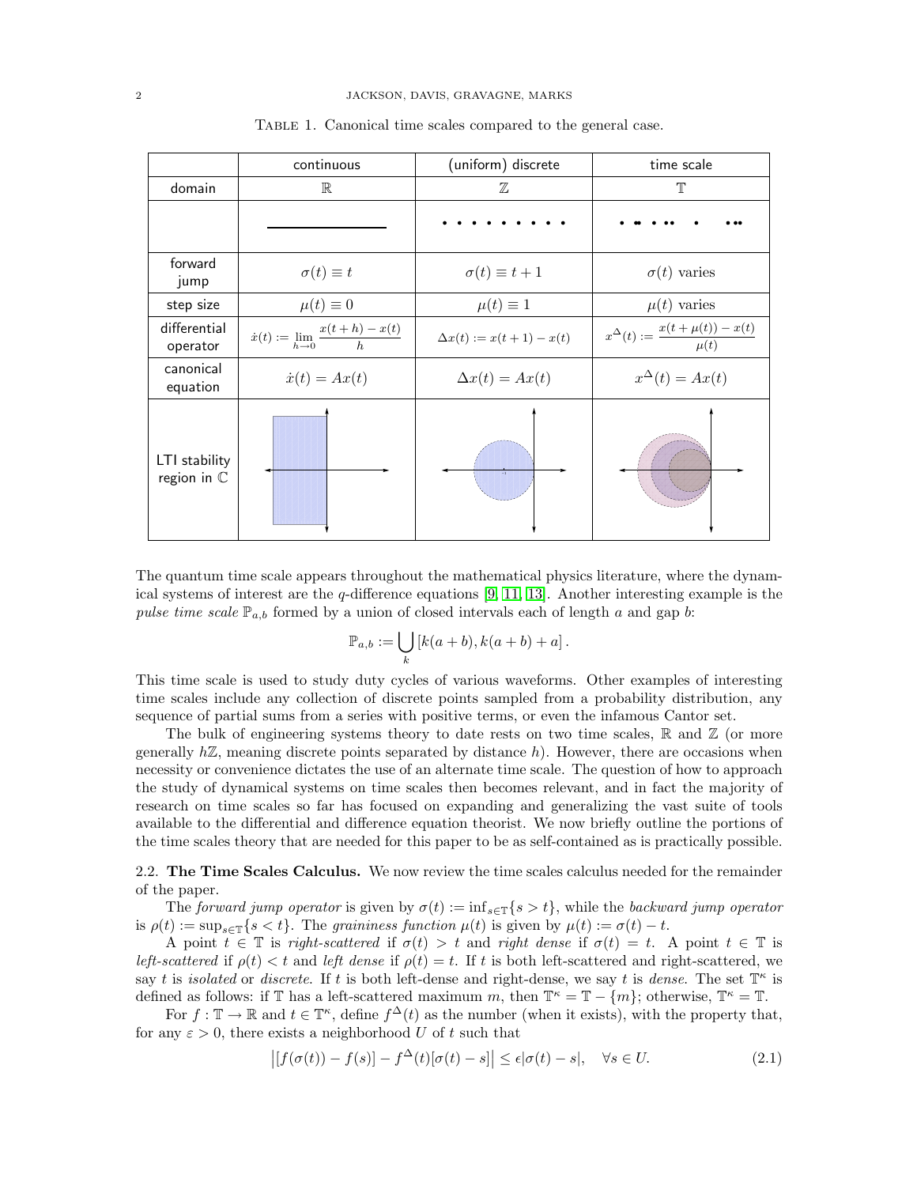Table 1. Canonical time scales compared to the general case.

| | continuous | (uniform) discrete | time scale |
|---|---|---|---|
| domain | $\mathbb{R}$ | $\mathbb{Z}$ | $\mathbb{T}$ |
| | | | |
| forward jump | $\sigma(t) \equiv t$ | $\sigma(t) \equiv t+1$ | $\sigma(t)$ varies |
| step size | $\mu(t) \equiv 0$ | $\mu(t) \equiv 1$ | $\mu(t)$ varies |
| differential operator | $\dot{x}(t) := \lim_{h \to 0} \frac{x(t+h)-x(t)}{h}$ | $\Delta x(t) := x(t+1) - x(t)$ | $x^{\Delta}(t) := \frac{x(t+\mu(t))-x(t)}{\mu(t)}$ |
| canonical equation | $\dot{x}(t) = Ax(t)$ | $\Delta x(t) = Ax(t)$ | $x^{\Delta}(t) = Ax(t)$ |
| LTI stability region in $\mathbb{C}$ | | | |

The quantum time scale appears throughout the mathematical physics literature, where the dynamical systems of interest are the $q$-difference equations [9, 11, 13]. Another interesting example is the *pulse time scale* $\mathbb{P}_{a,b}$ formed by a union of closed intervals each of length $a$ and gap $b$:

$$\mathbb{P}_{a,b} := \bigcup_{k} \left[k(a+b), k(a+b)+a\right].$$

This time scale is used to study duty cycles of various waveforms. Other examples of interesting time scales include any collection of discrete points sampled from a probability distribution, any sequence of partial sums from a series with positive terms, or even the infamous Cantor set.

The bulk of engineering systems theory to date rests on two time scales, $\mathbb{R}$ and $\mathbb{Z}$ (or more generally $h\mathbb{Z}$, meaning discrete points separated by distance $h$). However, there are occasions when necessity or convenience dictates the use of an alternate time scale. The question of how to approach the study of dynamical systems on time scales then becomes relevant, and in fact the majority of research on time scales so far has focused on expanding and generalizing the vast suite of tools available to the differential and difference equation theorist. We now briefly outline the portions of the time scales theory that are needed for this paper to be as self-contained as is practically possible.

## 2.2. The Time Scales Calculus.

We now review the time scales calculus needed for the remainder of the paper.

The *forward jump operator* is given by $\sigma(t) := \inf_{s \in \mathbb{T}}\{s > t\}$, while the *backward jump operator* is $\rho(t) := \sup_{s \in \mathbb{T}}\{s < t\}$. The *graininess function* $\mu(t)$ is given by $\mu(t) := \sigma(t) - t$.

A point $t \in \mathbb{T}$ is *right-scattered* if $\sigma(t) > t$ and *right dense* if $\sigma(t) = t$. A point $t \in \mathbb{T}$ is *left-scattered* if $\rho(t) < t$ and *left dense* if $\rho(t) = t$. If $t$ is both left-scattered and right-scattered, we say $t$ is *isolated* or *discrete*. If $t$ is both left-dense and right-dense, we say $t$ is *dense*. The set $\mathbb{T}^{\kappa}$ is defined as follows: if $\mathbb{T}$ has a left-scattered maximum $m$, then $\mathbb{T}^{\kappa} = \mathbb{T} - \{m\}$; otherwise, $\mathbb{T}^{\kappa} = \mathbb{T}$.

For $f : \mathbb{T} \to \mathbb{R}$ and $t \in \mathbb{T}^{\kappa}$, define $f^{\Delta}(t)$ as the number (when it exists), with the property that, for any $\varepsilon > 0$, there exists a neighborhood $U$ of $t$ such that

$$\left|[f(\sigma(t)) - f(s)] - f^{\Delta}(t)[\sigma(t) - s]\right| \leq \epsilon|\sigma(t) - s|, \quad \forall s \in U. \tag{2.1}$$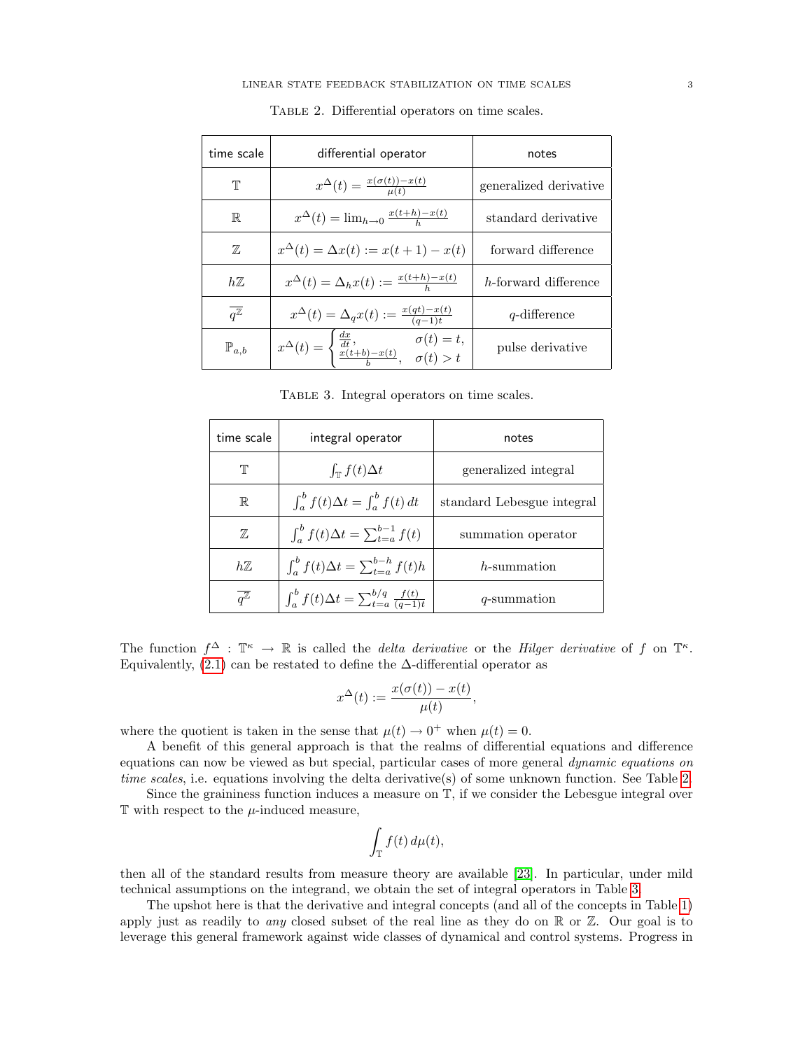TABLE 2. Differential operators on time scales.

| time scale | differential operator | notes |
|---|---|---|
| $\mathbb{T}$ | $x^\Delta(t) = \frac{x(\sigma(t))-x(t)}{\mu(t)}$ | generalized derivative |
| $\mathbb{R}$ | $x^\Delta(t) = \lim_{h\to 0} \frac{x(t+h)-x(t)}{h}$ | standard derivative |
| $\mathbb{Z}$ | $x^\Delta(t) = \Delta x(t) := x(t+1) - x(t)$ | forward difference |
| $h\mathbb{Z}$ | $x^\Delta(t) = \Delta_h x(t) := \frac{x(t+h)-x(t)}{h}$ | $h$-forward difference |
| $\overline{q^\mathbb{Z}}$ | $x^\Delta(t) = \Delta_q x(t) := \frac{x(qt)-x(t)}{(q-1)t}$ | $q$-difference |
| $\mathbb{P}_{a,b}$ | $x^\Delta(t) = \begin{cases} \frac{dx}{dt}, & \sigma(t) = t, \\ \frac{x(t+b)-x(t)}{b}, & \sigma(t) > t \end{cases}$ | pulse derivative |

TABLE 3. Integral operators on time scales.

| time scale | integral operator | notes |
|---|---|---|
| $\mathbb{T}$ | $\int_\mathbb{T} f(t)\Delta t$ | generalized integral |
| $\mathbb{R}$ | $\int_a^b f(t)\Delta t = \int_a^b f(t)\,dt$ | standard Lebesgue integral |
| $\mathbb{Z}$ | $\int_a^b f(t)\Delta t = \sum_{t=a}^{b-1} f(t)$ | summation operator |
| $h\mathbb{Z}$ | $\int_a^b f(t)\Delta t = \sum_{t=a}^{b-h} f(t)h$ | $h$-summation |
| $\overline{q^\mathbb{Z}}$ | $\int_a^b f(t)\Delta t = \sum_{t=a}^{b/q} \frac{f(t)}{(q-1)t}$ | $q$-summation |

The function $f^\Delta : \mathbb{T}^\kappa \to \mathbb{R}$ is called the *delta derivative* or the *Hilger derivative* of $f$ on $\mathbb{T}^\kappa$. Equivalently, (2.1) can be restated to define the $\Delta$-differential operator as

$$x^\Delta(t) := \frac{x(\sigma(t)) - x(t)}{\mu(t)},$$

where the quotient is taken in the sense that $\mu(t) \to 0^+$ when $\mu(t) = 0$.

A benefit of this general approach is that the realms of differential equations and difference equations can now be viewed as but special, particular cases of more general *dynamic equations on time scales*, i.e. equations involving the delta derivative(s) of some unknown function. See Table 2.

Since the graininess function induces a measure on $\mathbb{T}$, if we consider the Lebesgue integral over $\mathbb{T}$ with respect to the $\mu$-induced measure,

$$\int_\mathbb{T} f(t)\, d\mu(t),$$

then all of the standard results from measure theory are available [23]. In particular, under mild technical assumptions on the integrand, we obtain the set of integral operators in Table 3.

The upshot here is that the derivative and integral concepts (and all of the concepts in Table 1) apply just as readily to *any* closed subset of the real line as they do on $\mathbb{R}$ or $\mathbb{Z}$. Our goal is to leverage this general framework against wide classes of dynamical and control systems. Progress in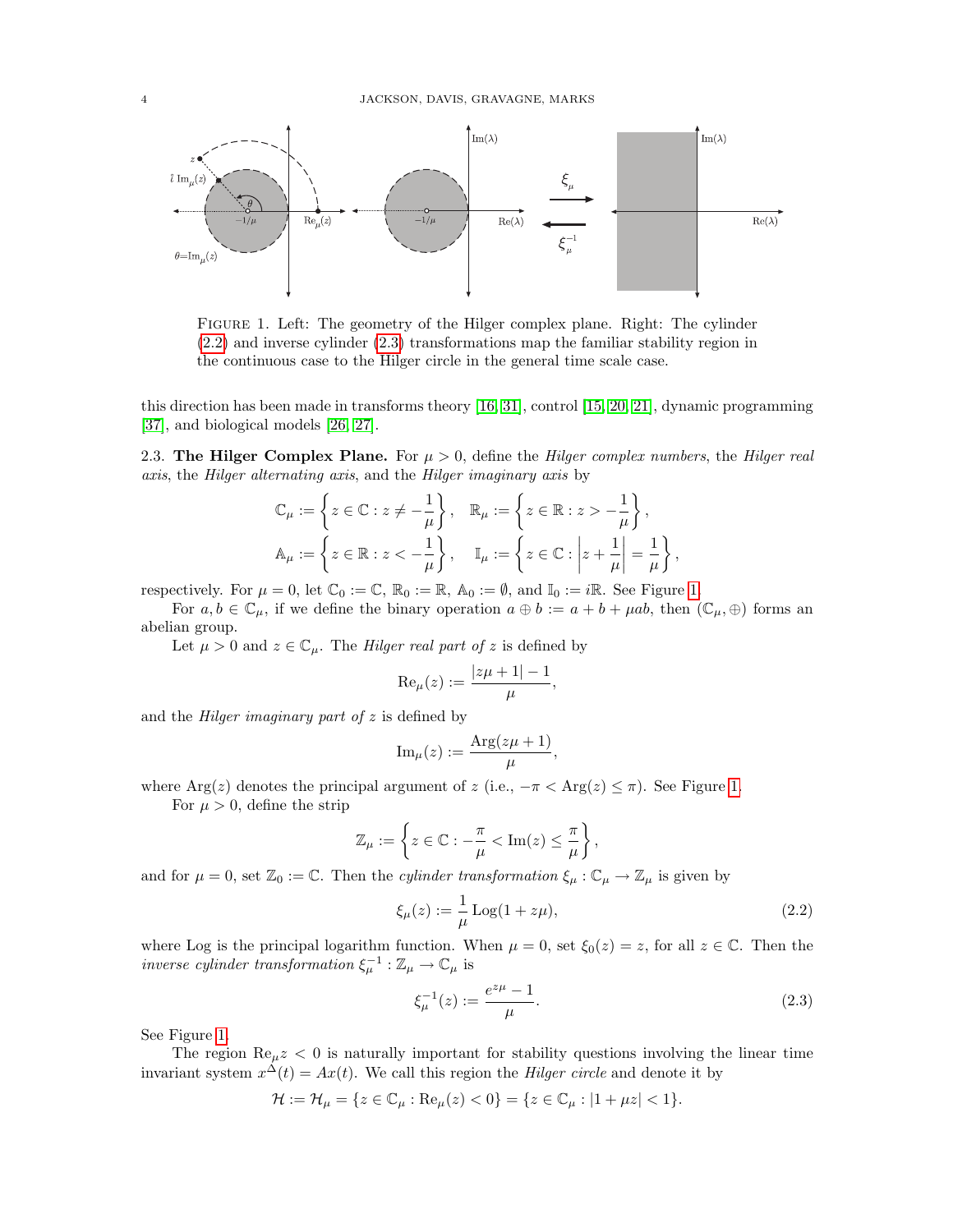FIGURE 1. Left: The geometry of the Hilger complex plane. Right: The cylinder (2.2) and inverse cylinder (2.3) transformations map the familiar stability region in the continuous case to the Hilger circle in the general time scale case.

this direction has been made in transforms theory [16, 31], control [15, 20, 21], dynamic programming [37], and biological models [26, 27].

**2.3. The Hilger Complex Plane.** For $\mu > 0$, define the *Hilger complex numbers*, the *Hilger real axis*, the *Hilger alternating axis*, and the *Hilger imaginary axis* by

$$\mathbb{C}_\mu := \left\{ z \in \mathbb{C} : z \neq -\frac{1}{\mu} \right\}, \quad \mathbb{R}_\mu := \left\{ z \in \mathbb{R} : z > -\frac{1}{\mu} \right\},$$

$$\mathbb{A}_\mu := \left\{ z \in \mathbb{R} : z < -\frac{1}{\mu} \right\}, \quad \mathbb{I}_\mu := \left\{ z \in \mathbb{C} : \left| z + \frac{1}{\mu} \right| = \frac{1}{\mu} \right\},$$

respectively. For $\mu = 0$, let $\mathbb{C}_0 := \mathbb{C}$, $\mathbb{R}_0 := \mathbb{R}$, $\mathbb{A}_0 := \emptyset$, and $\mathbb{I}_0 := i\mathbb{R}$. See Figure 1.

For $a, b \in \mathbb{C}_\mu$, if we define the binary operation $a \oplus b := a + b + \mu ab$, then $(\mathbb{C}_\mu, \oplus)$ forms an abelian group.

Let $\mu > 0$ and $z \in \mathbb{C}_\mu$. The *Hilger real part of* $z$ is defined by

$$\text{Re}_\mu(z) := \frac{|z\mu + 1| - 1}{\mu},$$

and the *Hilger imaginary part of* $z$ is defined by

$$\text{Im}_\mu(z) := \frac{\text{Arg}(z\mu + 1)}{\mu},$$

where $\text{Arg}(z)$ denotes the principal argument of $z$ (i.e., $-\pi < \text{Arg}(z) \leq \pi$). See Figure 1.

For $\mu > 0$, define the strip

$$\mathbb{Z}_\mu := \left\{ z \in \mathbb{C} : -\frac{\pi}{\mu} < \text{Im}(z) \leq \frac{\pi}{\mu} \right\},$$

and for $\mu = 0$, set $\mathbb{Z}_0 := \mathbb{C}$. Then the *cylinder transformation* $\xi_\mu : \mathbb{C}_\mu \to \mathbb{Z}_\mu$ is given by

$$\xi_\mu(z) := \frac{1}{\mu} \text{Log}(1 + z\mu), \tag{2.2}$$

where Log is the principal logarithm function. When $\mu = 0$, set $\xi_0(z) = z$, for all $z \in \mathbb{C}$. Then the *inverse cylinder transformation* $\xi_\mu^{-1} : \mathbb{Z}_\mu \to \mathbb{C}_\mu$ is

$$\xi_\mu^{-1}(z) := \frac{e^{z\mu} - 1}{\mu}. \tag{2.3}$$

See Figure 1.

The region $\text{Re}_\mu z < 0$ is naturally important for stability questions involving the linear time invariant system $x^\Delta(t) = Ax(t)$. We call this region the *Hilger circle* and denote it by

$$\mathcal{H} := \mathcal{H}_\mu = \{ z \in \mathbb{C}_\mu : \text{Re}_\mu(z) < 0 \} = \{ z \in \mathbb{C}_\mu : |1 + \mu z| < 1 \}.$$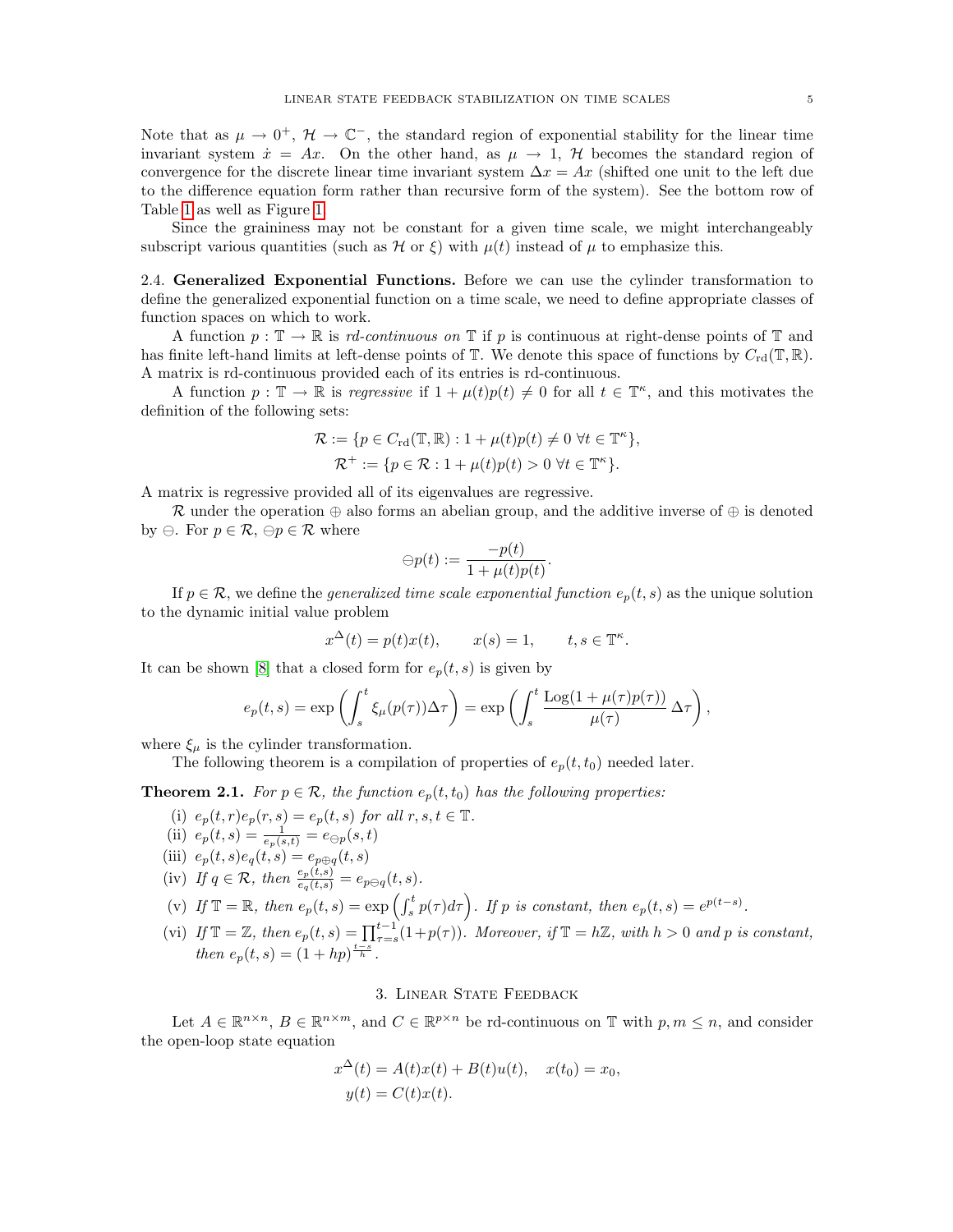Note that as $\mu \to 0^+$, $\mathcal{H} \to \mathbb{C}^-$, the standard region of exponential stability for the linear time invariant system $\dot{x} = Ax$. On the other hand, as $\mu \to 1$, $\mathcal{H}$ becomes the standard region of convergence for the discrete linear time invariant system $\Delta x = Ax$ (shifted one unit to the left due to the difference equation form rather than recursive form of the system). See the bottom row of Table 1 as well as Figure 1.

Since the graininess may not be constant for a given time scale, we might interchangeably subscript various quantities (such as $\mathcal{H}$ or $\xi$) with $\mu(t)$ instead of $\mu$ to emphasize this.

**2.4. Generalized Exponential Functions.** Before we can use the cylinder transformation to define the generalized exponential function on a time scale, we need to define appropriate classes of function spaces on which to work.

A function $p : \mathbb{T} \to \mathbb{R}$ is *rd-continuous on* $\mathbb{T}$ if $p$ is continuous at right-dense points of $\mathbb{T}$ and has finite left-hand limits at left-dense points of $\mathbb{T}$. We denote this space of functions by $C_{\text{rd}}(\mathbb{T}, \mathbb{R})$. A matrix is rd-continuous provided each of its entries is rd-continuous.

A function $p : \mathbb{T} \to \mathbb{R}$ is *regressive* if $1 + \mu(t)p(t) \neq 0$ for all $t \in \mathbb{T}^\kappa$, and this motivates the definition of the following sets:

$$\mathcal{R} := \{p \in C_{\text{rd}}(\mathbb{T}, \mathbb{R}) : 1 + \mu(t)p(t) \neq 0 \ \forall t \in \mathbb{T}^\kappa\},$$
$$\mathcal{R}^+ := \{p \in \mathcal{R} : 1 + \mu(t)p(t) > 0 \ \forall t \in \mathbb{T}^\kappa\}.$$

A matrix is regressive provided all of its eigenvalues are regressive.

$\mathcal{R}$ under the operation $\oplus$ also forms an abelian group, and the additive inverse of $\oplus$ is denoted by $\ominus$. For $p \in \mathcal{R}$, $\ominus p \in \mathcal{R}$ where

$$\ominus p(t) := \frac{-p(t)}{1 + \mu(t)p(t)}.$$

If $p \in \mathcal{R}$, we define the *generalized time scale exponential function* $e_p(t, s)$ as the unique solution to the dynamic initial value problem

$$x^\Delta(t) = p(t)x(t), \qquad x(s) = 1, \qquad t, s \in \mathbb{T}^\kappa.$$

It can be shown [8] that a closed form for $e_p(t, s)$ is given by

$$e_p(t, s) = \exp\left(\int_s^t \xi_\mu(p(\tau))\Delta\tau\right) = \exp\left(\int_s^t \frac{\text{Log}(1 + \mu(\tau)p(\tau))}{\mu(\tau)}\,\Delta\tau\right),$$

where $\xi_\mu$ is the cylinder transformation.

The following theorem is a compilation of properties of $e_p(t, t_0)$ needed later.

**Theorem 2.1.** *For $p \in \mathcal{R}$, the function $e_p(t, t_0)$ has the following properties:*

- (i) $e_p(t, r)e_p(r, s) = e_p(t, s)$ *for all* $r, s, t \in \mathbb{T}$.
- (ii) $e_p(t, s) = \frac{1}{e_p(s,t)} = e_{\ominus p}(s, t)$
- (iii) $e_p(t, s)e_q(t, s) = e_{p\oplus q}(t, s)$
- (iv) *If* $q \in \mathcal{R}$, *then* $\frac{e_p(t,s)}{e_q(t,s)} = e_{p\ominus q}(t, s)$.
- (v) *If* $\mathbb{T} = \mathbb{R}$, *then* $e_p(t, s) = \exp\left(\int_s^t p(\tau)d\tau\right)$. *If $p$ is constant, then* $e_p(t, s) = e^{p(t-s)}$.
- (vi) *If* $\mathbb{T} = \mathbb{Z}$, *then* $e_p(t, s) = \prod_{\tau=s}^{t-1}(1+p(\tau))$. *Moreover, if* $\mathbb{T} = h\mathbb{Z}$, *with* $h > 0$ *and $p$ is constant, then* $e_p(t, s) = (1 + hp)^{\frac{t-s}{h}}$.

## 3. Linear State Feedback

Let $A \in \mathbb{R}^{n\times n}$, $B \in \mathbb{R}^{n\times m}$, and $C \in \mathbb{R}^{p\times n}$ be rd-continuous on $\mathbb{T}$ with $p, m \leq n$, and consider the open-loop state equation

$$\begin{aligned} x^\Delta(t) &= A(t)x(t) + B(t)u(t), \quad x(t_0) = x_0, \\ y(t) &= C(t)x(t). \end{aligned}$$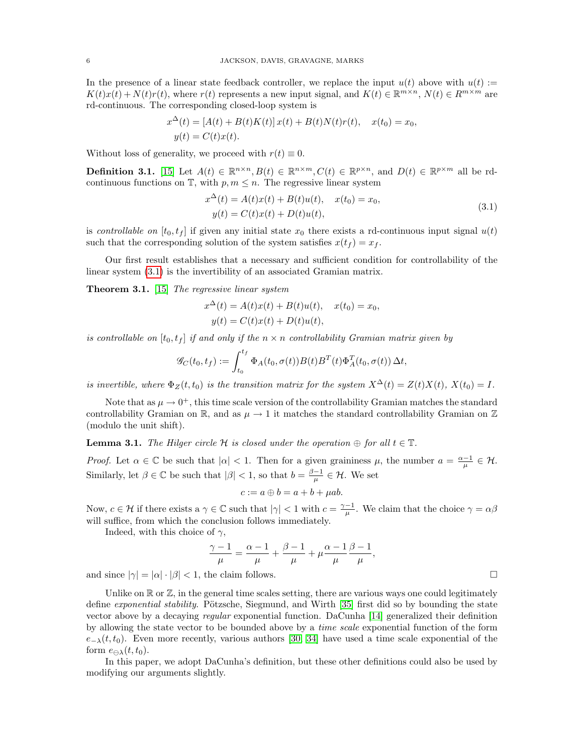In the presence of a linear state feedback controller, we replace the input $u(t)$ above with $u(t) := K(t)x(t) + N(t)r(t)$, where $r(t)$ represents a new input signal, and $K(t) \in \mathbb{R}^{m\times n}$, $N(t) \in R^{m\times m}$ are rd-continuous. The corresponding closed-loop system is

$$
\begin{aligned}
x^{\Delta}(t) &= [A(t) + B(t)K(t)]\, x(t) + B(t)N(t)r(t), \quad x(t_0) = x_0,\\
y(t) &= C(t)x(t).
\end{aligned}
$$

Without loss of generality, we proceed with $r(t) \equiv 0$.

**Definition 3.1.** [15] Let $A(t) \in \mathbb{R}^{n\times n}, B(t) \in \mathbb{R}^{n\times m}, C(t) \in \mathbb{R}^{p\times n}$, and $D(t) \in \mathbb{R}^{p\times m}$ all be rd-continuous functions on $\mathbb{T}$, with $p, m \leq n$. The regressive linear system

$$
\begin{aligned}
x^{\Delta}(t) &= A(t)x(t) + B(t)u(t), \quad x(t_0) = x_0,\\
y(t) &= C(t)x(t) + D(t)u(t),
\end{aligned}
\tag{3.1}
$$

is *controllable on* $[t_0, t_f]$ if given any initial state $x_0$ there exists a rd-continuous input signal $u(t)$ such that the corresponding solution of the system satisfies $x(t_f) = x_f$.

Our first result establishes that a necessary and sufficient condition for controllability of the linear system (3.1) is the invertibility of an associated Gramian matrix.

**Theorem 3.1.** [15] *The regressive linear system*

$$
\begin{aligned}
x^{\Delta}(t) &= A(t)x(t) + B(t)u(t), \quad x(t_0) = x_0,\\
y(t) &= C(t)x(t) + D(t)u(t),
\end{aligned}
$$

*is controllable on* $[t_0, t_f]$ *if and only if the* $n \times n$ *controllability Gramian matrix given by*

$$
\mathscr{G}_C(t_0, t_f) := \int_{t_0}^{t_f} \Phi_A(t_0, \sigma(t))B(t)B^T(t)\Phi_A^T(t_0, \sigma(t))\,\Delta t,
$$

*is invertible, where* $\Phi_Z(t, t_0)$ *is the transition matrix for the system* $X^{\Delta}(t) = Z(t)X(t)$, $X(t_0) = I$.

Note that as $\mu \to 0^+$, this time scale version of the controllability Gramian matches the standard controllability Gramian on $\mathbb{R}$, and as $\mu \to 1$ it matches the standard controllability Gramian on $\mathbb{Z}$ (modulo the unit shift).

**Lemma 3.1.** *The Hilger circle* $\mathcal{H}$ *is closed under the operation* $\oplus$ *for all* $t \in \mathbb{T}$.

*Proof.* Let $\alpha \in \mathbb{C}$ be such that $|\alpha| < 1$. Then for a given graininess $\mu$, the number $a = \frac{\alpha - 1}{\mu} \in \mathcal{H}$. Similarly, let $\beta \in \mathbb{C}$ be such that $|\beta| < 1$, so that $b = \frac{\beta - 1}{\mu} \in \mathcal{H}$. We set

$$
c := a \oplus b = a + b + \mu ab.
$$

Now, $c \in \mathcal{H}$ if there exists a $\gamma \in \mathbb{C}$ such that $|\gamma| < 1$ with $c = \frac{\gamma - 1}{\mu}$. We claim that the choice $\gamma = \alpha\beta$ will suffice, from which the conclusion follows immediately.

Indeed, with this choice of $\gamma$,

$$
\frac{\gamma - 1}{\mu} = \frac{\alpha - 1}{\mu} + \frac{\beta - 1}{\mu} + \mu\frac{\alpha - 1}{\mu}\frac{\beta - 1}{\mu},
$$

and since $|\gamma| = |\alpha| \cdot |\beta| < 1$, the claim follows. $\square$

Unlike on $\mathbb{R}$ or $\mathbb{Z}$, in the general time scales setting, there are various ways one could legitimately define *exponential stability*. Pötzsche, Siegmund, and Wirth [35] first did so by bounding the state vector above by a decaying *regular* exponential function. DaCunha [14] generalized their definition by allowing the state vector to be bounded above by a *time scale* exponential function of the form $e_{-\lambda}(t, t_0)$. Even more recently, various authors [30, 34] have used a time scale exponential of the form $e_{\ominus\lambda}(t, t_0)$.

In this paper, we adopt DaCunha's definition, but these other definitions could also be used by modifying our arguments slightly.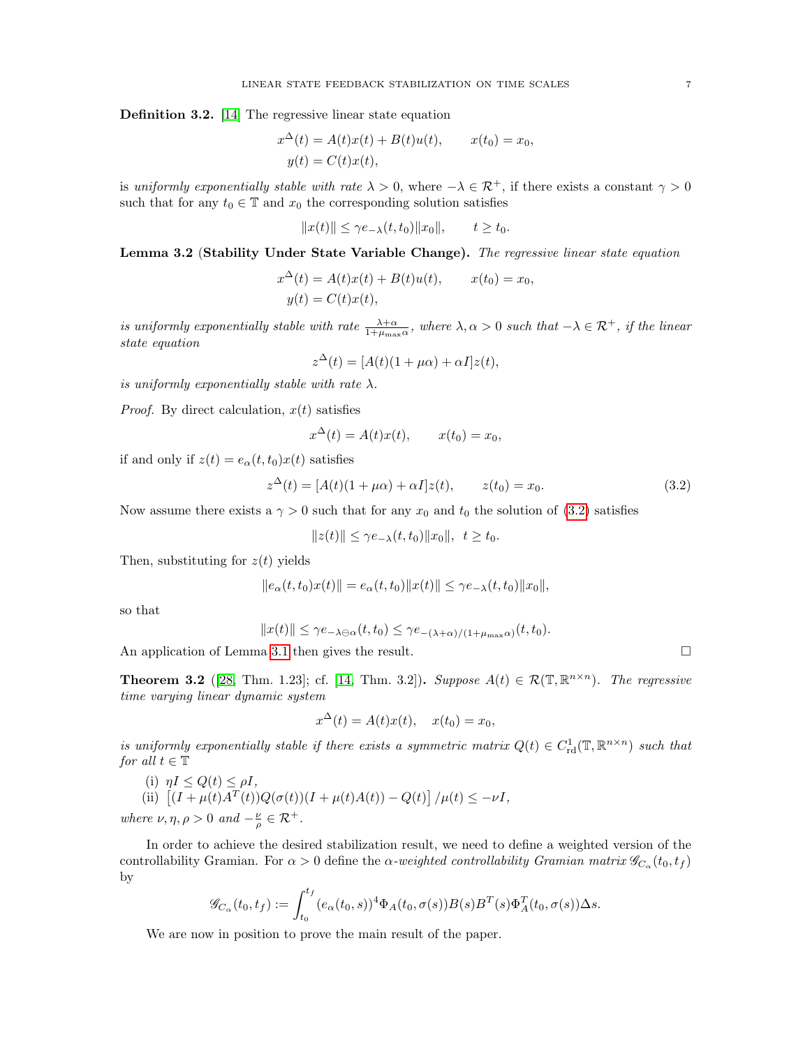**Definition 3.2.** [14] The regressive linear state equation

$$x^\Delta(t) = A(t)x(t) + B(t)u(t), \qquad x(t_0) = x_0,$$
$$y(t) = C(t)x(t),$$

is *uniformly exponentially stable with rate* $\lambda > 0$, where $-\lambda \in \mathcal{R}^+$, if there exists a constant $\gamma > 0$ such that for any $t_0 \in \mathbb{T}$ and $x_0$ the corresponding solution satisfies

$$\|x(t)\| \le \gamma e_{-\lambda}(t, t_0)\|x_0\|, \qquad t \ge t_0.$$

**Lemma 3.2** (**Stability Under State Variable Change**). *The regressive linear state equation*

$$x^\Delta(t) = A(t)x(t) + B(t)u(t), \qquad x(t_0) = x_0,$$
$$y(t) = C(t)x(t),$$

*is uniformly exponentially stable with rate* $\frac{\lambda+\alpha}{1+\mu_{\max}\alpha}$*, where* $\lambda, \alpha > 0$ *such that* $-\lambda \in \mathcal{R}^+$*, if the linear state equation*

$$z^\Delta(t) = [A(t)(1 + \mu\alpha) + \alpha I]z(t),$$

*is uniformly exponentially stable with rate* $\lambda$.

*Proof.* By direct calculation, $x(t)$ satisfies

$$x^\Delta(t) = A(t)x(t), \qquad x(t_0) = x_0,$$

if and only if $z(t) = e_\alpha(t, t_0)x(t)$ satisfies

$$z^\Delta(t) = [A(t)(1 + \mu\alpha) + \alpha I]z(t), \qquad z(t_0) = x_0. \tag{3.2}$$

Now assume there exists a $\gamma > 0$ such that for any $x_0$ and $t_0$ the solution of (3.2) satisfies

$$\|z(t)\| \le \gamma e_{-\lambda}(t, t_0)\|x_0\|, \;\; t \ge t_0.$$

Then, substituting for $z(t)$ yields

$$\|e_\alpha(t, t_0)x(t)\| = e_\alpha(t, t_0)\|x(t)\| \le \gamma e_{-\lambda}(t, t_0)\|x_0\|,$$

so that

$$\|x(t)\| \le \gamma e_{-\lambda \ominus \alpha}(t, t_0) \le \gamma e_{-(\lambda+\alpha)/(1+\mu_{\max}\alpha)}(t, t_0).$$

An application of Lemma 3.1 then gives the result. $\square$

**Theorem 3.2** ([28, Thm. 1.23]; cf. [14, Thm. 3.2]). *Suppose* $A(t) \in \mathcal{R}(\mathbb{T}, \mathbb{R}^{n\times n})$*. The regressive time varying linear dynamic system*

$$x^\Delta(t) = A(t)x(t), \quad x(t_0) = x_0,$$

*is uniformly exponentially stable if there exists a symmetric matrix* $Q(t) \in C^1_{\mathrm{rd}}(\mathbb{T}, \mathbb{R}^{n\times n})$ *such that for all* $t \in \mathbb{T}$

(i) $\eta I \le Q(t) \le \rho I$,
(ii) $\left[(I + \mu(t)A^T(t))Q(\sigma(t))(I + \mu(t)A(t)) - Q(t)\right]/\mu(t) \le -\nu I$,

*where* $\nu, \eta, \rho > 0$ *and* $-\frac{\nu}{\rho} \in \mathcal{R}^+$.

In order to achieve the desired stabilization result, we need to define a weighted version of the controllability Gramian. For $\alpha > 0$ define the *$\alpha$-weighted controllability Gramian matrix* $\mathscr{G}_{C_\alpha}(t_0, t_f)$ by

$$\mathscr{G}_{C_\alpha}(t_0, t_f) := \int_{t_0}^{t_f} (e_\alpha(t_0, s))^4 \Phi_A(t_0, \sigma(s))B(s)B^T(s)\Phi_A^T(t_0, \sigma(s))\Delta s.$$

We are now in position to prove the main result of the paper.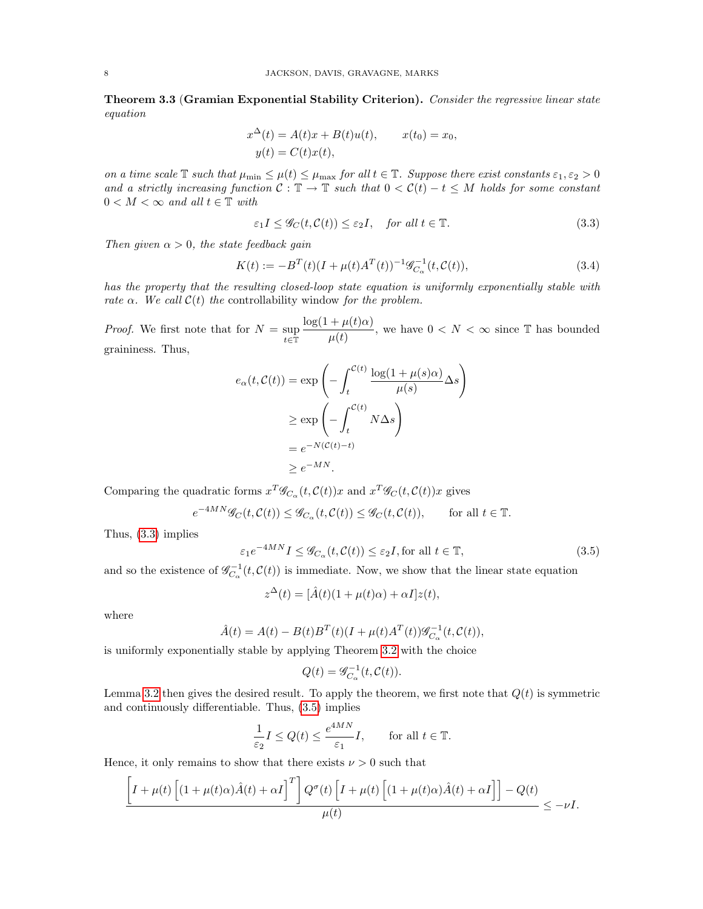**Theorem 3.3** (**Gramian Exponential Stability Criterion**). *Consider the regressive linear state equation*

$$x^{\Delta}(t) = A(t)x + B(t)u(t), \qquad x(t_0) = x_0,$$
$$y(t) = C(t)x(t),$$

*on a time scale $\mathbb{T}$ such that $\mu_{\min} \leq \mu(t) \leq \mu_{\max}$ for all $t \in \mathbb{T}$. Suppose there exist constants $\varepsilon_1, \varepsilon_2 > 0$ and a strictly increasing function $\mathcal{C} : \mathbb{T} \to \mathbb{T}$ such that $0 < \mathcal{C}(t) - t \leq M$ holds for some constant $0 < M < \infty$ and all $t \in \mathbb{T}$ with*

$$\varepsilon_1 I \leq \mathscr{G}_C(t, \mathcal{C}(t)) \leq \varepsilon_2 I, \quad \text{for all } t \in \mathbb{T}. \tag{3.3}$$

*Then given $\alpha > 0$, the state feedback gain*

$$K(t) := -B^T(t)(I + \mu(t)A^T(t))^{-1}\mathscr{G}^{-1}_{C_\alpha}(t, \mathcal{C}(t)), \tag{3.4}$$

*has the property that the resulting closed-loop state equation is uniformly exponentially stable with rate $\alpha$. We call $\mathcal{C}(t)$ the* controllability window *for the problem.*

*Proof.* We first note that for $N = \sup_{t \in \mathbb{T}} \dfrac{\log(1 + \mu(t)\alpha)}{\mu(t)}$, we have $0 < N < \infty$ since $\mathbb{T}$ has bounded graininess. Thus,

$$\begin{aligned}
e_\alpha(t, \mathcal{C}(t)) &= \exp\left(-\int_t^{\mathcal{C}(t)} \frac{\log(1 + \mu(s)\alpha)}{\mu(s)} \Delta s\right) \\
&\geq \exp\left(-\int_t^{\mathcal{C}(t)} N \Delta s\right) \\
&= e^{-N(\mathcal{C}(t) - t)} \\
&\geq e^{-MN}.
\end{aligned}$$

Comparing the quadratic forms $x^T \mathscr{G}_{C_\alpha}(t, \mathcal{C}(t))x$ and $x^T \mathscr{G}_C(t, \mathcal{C}(t))x$ gives

$$e^{-4MN}\mathscr{G}_C(t, \mathcal{C}(t)) \leq \mathscr{G}_{C_\alpha}(t, \mathcal{C}(t)) \leq \mathscr{G}_C(t, \mathcal{C}(t)), \qquad \text{for all } t \in \mathbb{T}.$$

Thus, (3.3) implies

$$\varepsilon_1 e^{-4MN} I \leq \mathscr{G}_{C_\alpha}(t, \mathcal{C}(t)) \leq \varepsilon_2 I, \text{for all } t \in \mathbb{T}, \tag{3.5}$$

and so the existence of $\mathscr{G}^{-1}_{C_\alpha}(t, \mathcal{C}(t))$ is immediate. Now, we show that the linear state equation

$$z^{\Delta}(t) = [\hat{A}(t)(1 + \mu(t)\alpha) + \alpha I]z(t),$$

where

$$\hat{A}(t) = A(t) - B(t)B^T(t)(I + \mu(t)A^T(t))\mathscr{G}^{-1}_{C_\alpha}(t, \mathcal{C}(t)),$$

is uniformly exponentially stable by applying Theorem 3.2 with the choice

$$Q(t) = \mathscr{G}^{-1}_{C_\alpha}(t, \mathcal{C}(t)).$$

Lemma 3.2 then gives the desired result. To apply the theorem, we first note that $Q(t)$ is symmetric and continuously differentiable. Thus, (3.5) implies

$$\frac{1}{\varepsilon_2} I \leq Q(t) \leq \frac{e^{4MN}}{\varepsilon_1} I, \qquad \text{for all } t \in \mathbb{T}.$$

Hence, it only remains to show that there exists $\nu > 0$ such that

$$\frac{\left[I + \mu(t)\left[(1 + \mu(t)\alpha)\hat{A}(t) + \alpha I\right]^T\right] Q^{\sigma}(t) \left[I + \mu(t)\left[(1 + \mu(t)\alpha)\hat{A}(t) + \alpha I\right]\right] - Q(t)}{\mu(t)} \leq -\nu I.$$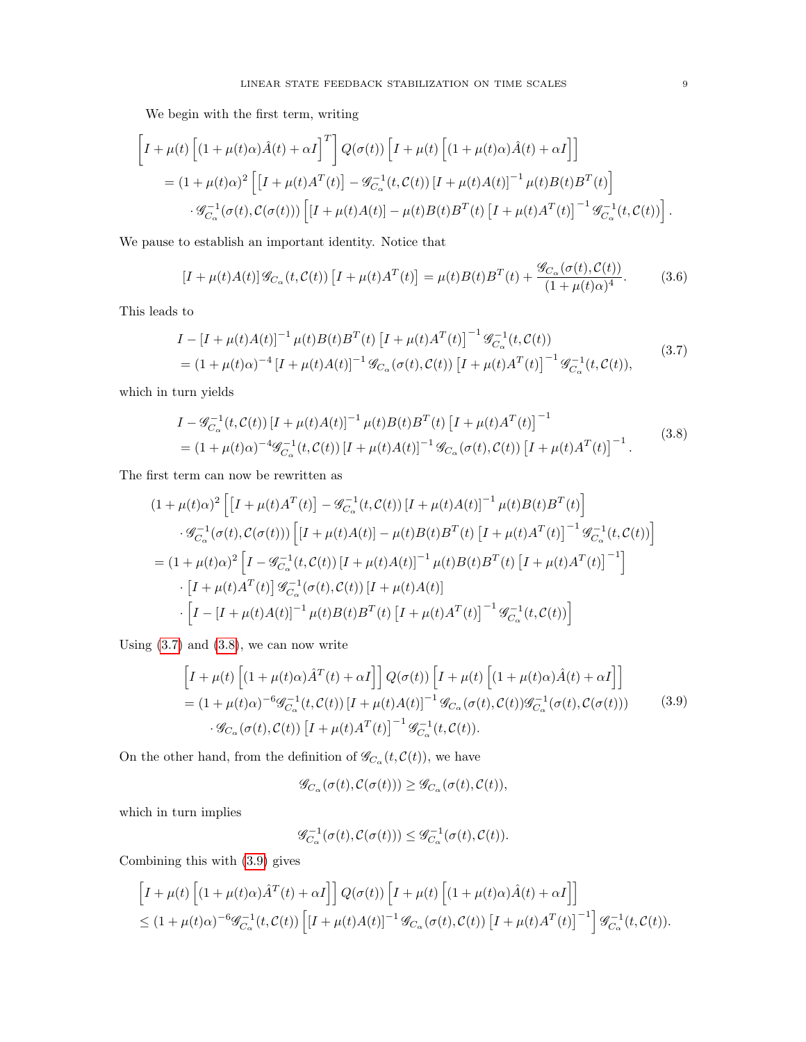We begin with the first term, writing

$$
\begin{aligned}
&\left[I + \mu(t)\left[(1+\mu(t)\alpha)\hat{A}(t) + \alpha I\right]^T\right] Q(\sigma(t)) \left[I + \mu(t)\left[(1+\mu(t)\alpha)\hat{A}(t) + \alpha I\right]\right] \\
&\quad = (1+\mu(t)\alpha)^2 \left[\left[I + \mu(t)A^T(t)\right] - \mathscr{G}_{C_\alpha}^{-1}(t, \mathcal{C}(t)) \left[I + \mu(t)A(t)\right]^{-1} \mu(t)B(t)B^T(t)\right] \\
&\qquad \cdot \mathscr{G}_{C_\alpha}^{-1}(\sigma(t), \mathcal{C}(\sigma(t))) \left[\left[I + \mu(t)A(t)\right] - \mu(t)B(t)B^T(t)\left[I + \mu(t)A^T(t)\right]^{-1} \mathscr{G}_{C_\alpha}^{-1}(t, \mathcal{C}(t))\right].
\end{aligned}
$$

We pause to establish an important identity. Notice that

$$
\left[I + \mu(t)A(t)\right] \mathscr{G}_{C_\alpha}(t, \mathcal{C}(t)) \left[I + \mu(t)A^T(t)\right] = \mu(t)B(t)B^T(t) + \frac{\mathscr{G}_{C_\alpha}(\sigma(t), \mathcal{C}(t))}{(1+\mu(t)\alpha)^4}. \tag{3.6}
$$

This leads to

$$
\begin{aligned}
&I - \left[I + \mu(t)A(t)\right]^{-1} \mu(t)B(t)B^T(t)\left[I + \mu(t)A^T(t)\right]^{-1} \mathscr{G}_{C_\alpha}^{-1}(t, \mathcal{C}(t)) \\
&= (1+\mu(t)\alpha)^{-4} \left[I + \mu(t)A(t)\right]^{-1} \mathscr{G}_{C_\alpha}(\sigma(t), \mathcal{C}(t)) \left[I + \mu(t)A^T(t)\right]^{-1} \mathscr{G}_{C_\alpha}^{-1}(t, \mathcal{C}(t)),
\end{aligned} \tag{3.7}
$$

which in turn yields

$$
\begin{aligned}
&I - \mathscr{G}_{C_\alpha}^{-1}(t, \mathcal{C}(t)) \left[I + \mu(t)A(t)\right]^{-1} \mu(t)B(t)B^T(t)\left[I + \mu(t)A^T(t)\right]^{-1} \\
&= (1+\mu(t)\alpha)^{-4} \mathscr{G}_{C_\alpha}^{-1}(t, \mathcal{C}(t)) \left[I + \mu(t)A(t)\right]^{-1} \mathscr{G}_{C_\alpha}(\sigma(t), \mathcal{C}(t)) \left[I + \mu(t)A^T(t)\right]^{-1}.
\end{aligned} \tag{3.8}
$$

The first term can now be rewritten as

$$
\begin{aligned}
&(1+\mu(t)\alpha)^2 \left[\left[I + \mu(t)A^T(t)\right] - \mathscr{G}_{C_\alpha}^{-1}(t, \mathcal{C}(t)) \left[I + \mu(t)A(t)\right]^{-1} \mu(t)B(t)B^T(t)\right] \\
&\quad \cdot \mathscr{G}_{C_\alpha}^{-1}(\sigma(t), \mathcal{C}(\sigma(t))) \left[\left[I + \mu(t)A(t)\right] - \mu(t)B(t)B^T(t)\left[I + \mu(t)A^T(t)\right]^{-1} \mathscr{G}_{C_\alpha}^{-1}(t, \mathcal{C}(t))\right] \\
&= (1+\mu(t)\alpha)^2 \left[I - \mathscr{G}_{C_\alpha}^{-1}(t, \mathcal{C}(t)) \left[I + \mu(t)A(t)\right]^{-1} \mu(t)B(t)B^T(t)\left[I + \mu(t)A^T(t)\right]^{-1}\right] \\
&\quad \cdot \left[I + \mu(t)A^T(t)\right] \mathscr{G}_{C_\alpha}^{-1}(\sigma(t), \mathcal{C}(t)) \left[I + \mu(t)A(t)\right] \\
&\quad \cdot \left[I - \left[I + \mu(t)A(t)\right]^{-1} \mu(t)B(t)B^T(t)\left[I + \mu(t)A^T(t)\right]^{-1} \mathscr{G}_{C_\alpha}^{-1}(t, \mathcal{C}(t))\right]
\end{aligned}
$$

Using (3.7) and (3.8), we can now write

$$
\begin{aligned}
&\left[I + \mu(t)\left[(1+\mu(t)\alpha)\hat{A}^T(t) + \alpha I\right]\right] Q(\sigma(t)) \left[I + \mu(t)\left[(1+\mu(t)\alpha)\hat{A}(t) + \alpha I\right]\right] \\
&= (1+\mu(t)\alpha)^{-6} \mathscr{G}_{C_\alpha}^{-1}(t, \mathcal{C}(t)) \left[I + \mu(t)A(t)\right]^{-1} \mathscr{G}_{C_\alpha}(\sigma(t), \mathcal{C}(t)) \mathscr{G}_{C_\alpha}^{-1}(\sigma(t), \mathcal{C}(\sigma(t))) \\
&\quad \cdot \mathscr{G}_{C_\alpha}(\sigma(t), \mathcal{C}(t)) \left[I + \mu(t)A^T(t)\right]^{-1} \mathscr{G}_{C_\alpha}^{-1}(t, \mathcal{C}(t)).
\end{aligned} \tag{3.9}
$$

On the other hand, from the definition of $\mathscr{G}_{C_\alpha}(t, \mathcal{C}(t))$, we have

$$
\mathscr{G}_{C_\alpha}(\sigma(t), \mathcal{C}(\sigma(t))) \geq \mathscr{G}_{C_\alpha}(\sigma(t), \mathcal{C}(t)),
$$

which in turn implies

$$
\mathscr{G}_{C_\alpha}^{-1}(\sigma(t), \mathcal{C}(\sigma(t))) \leq \mathscr{G}_{C_\alpha}^{-1}(\sigma(t), \mathcal{C}(t)).
$$

Combining this with (3.9) gives

$$
\begin{aligned}
&\left[I + \mu(t)\left[(1+\mu(t)\alpha)\hat{A}^T(t) + \alpha I\right]\right] Q(\sigma(t)) \left[I + \mu(t)\left[(1+\mu(t)\alpha)\hat{A}(t) + \alpha I\right]\right] \\
&\leq (1+\mu(t)\alpha)^{-6} \mathscr{G}_{C_\alpha}^{-1}(t, \mathcal{C}(t)) \left[\left[I + \mu(t)A(t)\right]^{-1} \mathscr{G}_{C_\alpha}(\sigma(t), \mathcal{C}(t)) \left[I + \mu(t)A^T(t)\right]^{-1}\right] \mathscr{G}_{C_\alpha}^{-1}(t, \mathcal{C}(t)).
\end{aligned}
$$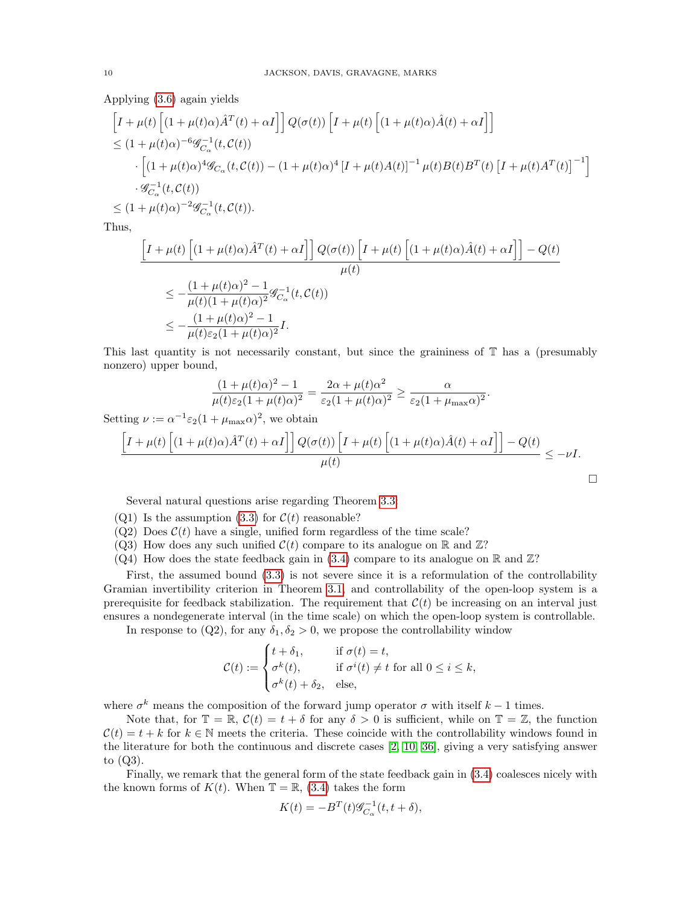Applying (3.6) again yields

$$
\begin{aligned}
&\Big[I+\mu(t)\Big[(1+\mu(t)\alpha)\hat{A}^T(t)+\alpha I\Big]\Big]\,Q(\sigma(t))\,\Big[I+\mu(t)\Big[(1+\mu(t)\alpha)\hat{A}(t)+\alpha I\Big]\Big] \\
&\le (1+\mu(t)\alpha)^{-6}\mathscr{G}_{C_\alpha}^{-1}(t,\mathcal{C}(t)) \\
&\quad\cdot\Big[(1+\mu(t)\alpha)^4\mathscr{G}_{C_\alpha}(t,\mathcal{C}(t))-(1+\mu(t)\alpha)^4\left[I+\mu(t)A(t)\right]^{-1}\mu(t)B(t)B^T(t)\left[I+\mu(t)A^T(t)\right]^{-1}\Big] \\
&\quad\cdot\mathscr{G}_{C_\alpha}^{-1}(t,\mathcal{C}(t)) \\
&\le (1+\mu(t)\alpha)^{-2}\mathscr{G}_{C_\alpha}^{-1}(t,\mathcal{C}(t)).
\end{aligned}
$$

Thus,

$$
\begin{aligned}
&\frac{\Big[I+\mu(t)\Big[(1+\mu(t)\alpha)\hat{A}^T(t)+\alpha I\Big]\Big]\,Q(\sigma(t))\,\Big[I+\mu(t)\Big[(1+\mu(t)\alpha)\hat{A}(t)+\alpha I\Big]\Big]-Q(t)}{\mu(t)} \\
&\le -\frac{(1+\mu(t)\alpha)^2-1}{\mu(t)(1+\mu(t)\alpha)^2}\mathscr{G}_{C_\alpha}^{-1}(t,\mathcal{C}(t)) \\
&\le -\frac{(1+\mu(t)\alpha)^2-1}{\mu(t)\varepsilon_2(1+\mu(t)\alpha)^2}I.
\end{aligned}
$$

This last quantity is not necessarily constant, but since the graininess of $\mathbb{T}$ has a (presumably nonzero) upper bound,

$$
\frac{(1+\mu(t)\alpha)^2-1}{\mu(t)\varepsilon_2(1+\mu(t)\alpha)^2}=\frac{2\alpha+\mu(t)\alpha^2}{\varepsilon_2(1+\mu(t)\alpha)^2}\ge\frac{\alpha}{\varepsilon_2(1+\mu_{\max}\alpha)^2}.
$$

Setting $\nu := \alpha^{-1}\varepsilon_2(1+\mu_{\max}\alpha)^2$, we obtain

$$
\frac{\Big[I+\mu(t)\Big[(1+\mu(t)\alpha)\hat{A}^T(t)+\alpha I\Big]\Big]\,Q(\sigma(t))\,\Big[I+\mu(t)\Big[(1+\mu(t)\alpha)\hat{A}(t)+\alpha I\Big]\Big]-Q(t)}{\mu(t)}\le-\nu I.
$$

□

Several natural questions arise regarding Theorem 3.3:

- (Q1) Is the assumption (3.3) for $\mathcal{C}(t)$ reasonable?
- (Q2) Does $\mathcal{C}(t)$ have a single, unified form regardless of the time scale?
- (Q3) How does any such unified $\mathcal{C}(t)$ compare to its analogue on $\mathbb{R}$ and $\mathbb{Z}$?
- (Q4) How does the state feedback gain in (3.4) compare to its analogue on $\mathbb{R}$ and $\mathbb{Z}$?

First, the assumed bound (3.3) is not severe since it is a reformulation of the controllability Gramian invertibility criterion in Theorem 3.1, and controllability of the open-loop system is a prerequisite for feedback stabilization. The requirement that $\mathcal{C}(t)$ be increasing on an interval just ensures a nondegenerate interval (in the time scale) on which the open-loop system is controllable.

In response to (Q2), for any $\delta_1,\delta_2>0$, we propose the controllability window

$$
\mathcal{C}(t):=\begin{cases} t+\delta_1, & \text{if } \sigma(t)=t,\\ \sigma^k(t), & \text{if } \sigma^i(t)\neq t \text{ for all } 0\le i\le k,\\ \sigma^k(t)+\delta_2, & \text{else,}\end{cases}
$$

where $\sigma^k$ means the composition of the forward jump operator $\sigma$ with itself $k-1$ times.

Note that, for $\mathbb{T}=\mathbb{R}$, $\mathcal{C}(t)=t+\delta$ for any $\delta>0$ is sufficient, while on $\mathbb{T}=\mathbb{Z}$, the function $\mathcal{C}(t)=t+k$ for $k\in\mathbb{N}$ meets the criteria. These coincide with the controllability windows found in the literature for both the continuous and discrete cases [2, 10, 36], giving a very satisfying answer to (Q3).

Finally, we remark that the general form of the state feedback gain in (3.4) coalesces nicely with the known forms of $K(t)$. When $\mathbb{T}=\mathbb{R}$, (3.4) takes the form

$$
K(t)=-B^T(t)\mathscr{G}_{C_\alpha}^{-1}(t,t+\delta),
$$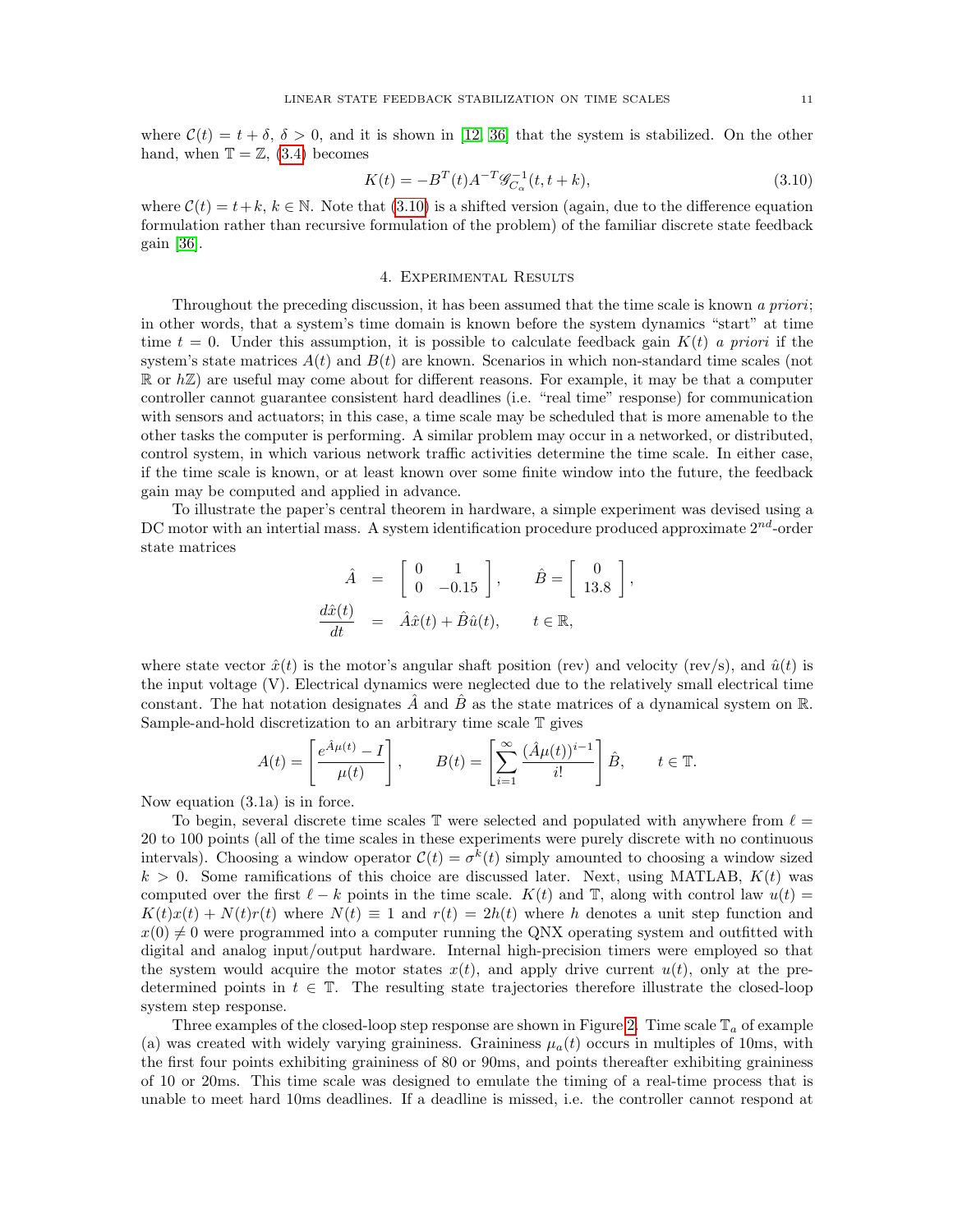where $\mathcal{C}(t) = t + \delta$, $\delta > 0$, and it is shown in [12, 36] that the system is stabilized. On the other hand, when $\mathbb{T} = \mathbb{Z}$, (3.4) becomes

$$K(t) = -B^T(t)A^{-T}\mathscr{G}_{C_\alpha}^{-1}(t, t+k), \tag{3.10}$$

where $\mathcal{C}(t) = t+k$, $k \in \mathbb{N}$. Note that (3.10) is a shifted version (again, due to the difference equation formulation rather than recursive formulation of the problem) of the familiar discrete state feedback gain [36].

## 4. Experimental Results

Throughout the preceding discussion, it has been assumed that the time scale is known *a priori*; in other words, that a system's time domain is known before the system dynamics "start" at time time $t = 0$. Under this assumption, it is possible to calculate feedback gain $K(t)$ *a priori* if the system's state matrices $A(t)$ and $B(t)$ are known. Scenarios in which non-standard time scales (not $\mathbb{R}$ or $h\mathbb{Z}$) are useful may come about for different reasons. For example, it may be that a computer controller cannot guarantee consistent hard deadlines (i.e. "real time" response) for communication with sensors and actuators; in this case, a time scale may be scheduled that is more amenable to the other tasks the computer is performing. A similar problem may occur in a networked, or distributed, control system, in which various network traffic activities determine the time scale. In either case, if the time scale is known, or at least known over some finite window into the future, the feedback gain may be computed and applied in advance.

To illustrate the paper's central theorem in hardware, a simple experiment was devised using a DC motor with an intertial mass. A system identification procedure produced approximate $2^{nd}$-order state matrices

$$\begin{aligned}
\hat{A} &= \begin{bmatrix} 0 & 1 \\ 0 & -0.15 \end{bmatrix}, \qquad \hat{B} = \begin{bmatrix} 0 \\ 13.8 \end{bmatrix}, \\
\frac{d\hat{x}(t)}{dt} &= \hat{A}\hat{x}(t) + \hat{B}\hat{u}(t), \qquad t \in \mathbb{R},
\end{aligned}$$

where state vector $\hat{x}(t)$ is the motor's angular shaft position (rev) and velocity (rev/s), and $\hat{u}(t)$ is the input voltage (V). Electrical dynamics were neglected due to the relatively small electrical time constant. The hat notation designates $\hat{A}$ and $\hat{B}$ as the state matrices of a dynamical system on $\mathbb{R}$. Sample-and-hold discretization to an arbitrary time scale $\mathbb{T}$ gives

$$A(t) = \left[\frac{e^{\hat{A}\mu(t)} - I}{\mu(t)}\right], \qquad B(t) = \left[\sum_{i=1}^{\infty} \frac{(\hat{A}\mu(t))^{i-1}}{i!}\right]\hat{B}, \qquad t \in \mathbb{T}.$$

Now equation (3.1a) is in force.

To begin, several discrete time scales $\mathbb{T}$ were selected and populated with anywhere from $\ell = 20$ to 100 points (all of the time scales in these experiments were purely discrete with no continuous intervals). Choosing a window operator $\mathcal{C}(t) = \sigma^k(t)$ simply amounted to choosing a window sized $k > 0$. Some ramifications of this choice are discussed later. Next, using MATLAB, $K(t)$ was computed over the first $\ell - k$ points in the time scale. $K(t)$ and $\mathbb{T}$, along with control law $u(t) = K(t)x(t) + N(t)r(t)$ where $N(t) \equiv 1$ and $r(t) = 2h(t)$ where $h$ denotes a unit step function and $x(0) \neq 0$ were programmed into a computer running the QNX operating system and outfitted with digital and analog input/output hardware. Internal high-precision timers were employed so that the system would acquire the motor states $x(t)$, and apply drive current $u(t)$, only at the pre-determined points in $t \in \mathbb{T}$. The resulting state trajectories therefore illustrate the closed-loop system step response.

Three examples of the closed-loop step response are shown in Figure 2. Time scale $\mathbb{T}_a$ of example (a) was created with widely varying graininess. Graininess $\mu_a(t)$ occurs in multiples of 10ms, with the first four points exhibiting graininess of 80 or 90ms, and points thereafter exhibiting graininess of 10 or 20ms. This time scale was designed to emulate the timing of a real-time process that is unable to meet hard 10ms deadlines. If a deadline is missed, i.e. the controller cannot respond at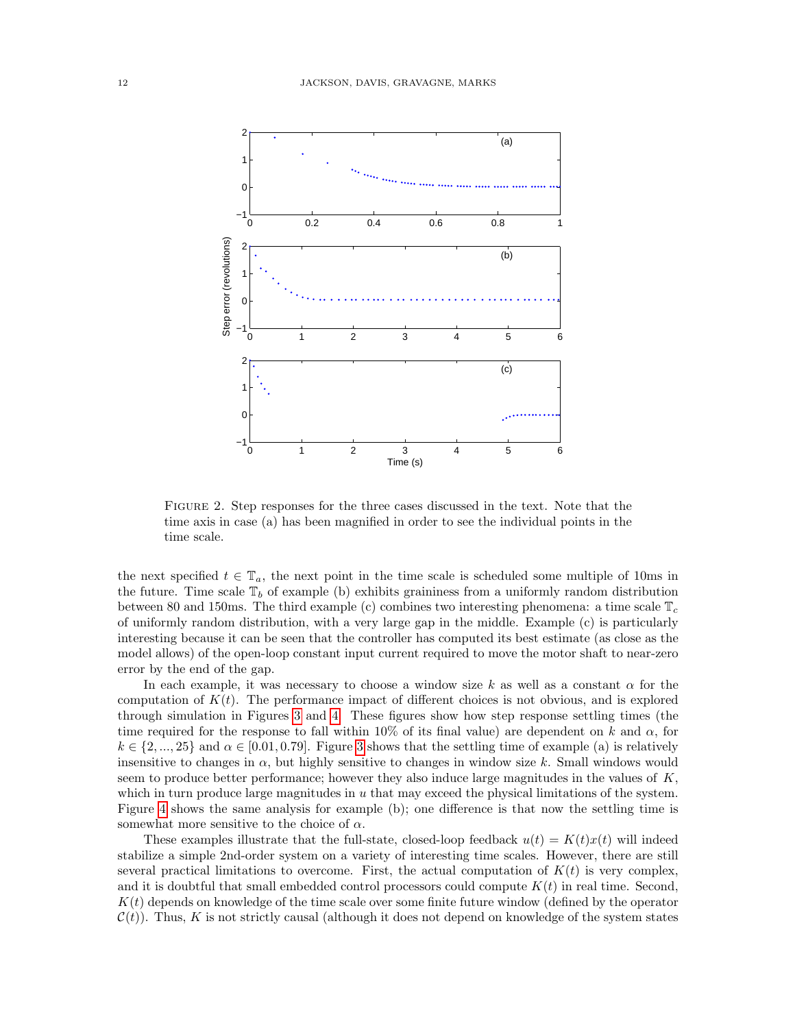FIGURE 2. Step responses for the three cases discussed in the text. Note that the time axis in case (a) has been magnified in order to see the individual points in the time scale.

the next specified $t \in \mathbb{T}_a$, the next point in the time scale is scheduled some multiple of 10ms in the future. Time scale $\mathbb{T}_b$ of example (b) exhibits graininess from a uniformly random distribution between 80 and 150ms. The third example (c) combines two interesting phenomena: a time scale $\mathbb{T}_c$ of uniformly random distribution, with a very large gap in the middle. Example (c) is particularly interesting because it can be seen that the controller has computed its best estimate (as close as the model allows) of the open-loop constant input current required to move the motor shaft to near-zero error by the end of the gap.

In each example, it was necessary to choose a window size $k$ as well as a constant $\alpha$ for the computation of $K(t)$. The performance impact of different choices is not obvious, and is explored through simulation in Figures 3 and 4. These figures show how step response settling times (the time required for the response to fall within 10% of its final value) are dependent on $k$ and $\alpha$, for $k \in \{2, ..., 25\}$ and $\alpha \in [0.01, 0.79]$. Figure 3 shows that the settling time of example (a) is relatively insensitive to changes in $\alpha$, but highly sensitive to changes in window size $k$. Small windows would seem to produce better performance; however they also induce large magnitudes in the values of $K$, which in turn produce large magnitudes in $u$ that may exceed the physical limitations of the system. Figure 4 shows the same analysis for example (b); one difference is that now the settling time is somewhat more sensitive to the choice of $\alpha$.

These examples illustrate that the full-state, closed-loop feedback $u(t) = K(t)x(t)$ will indeed stabilize a simple 2nd-order system on a variety of interesting time scales. However, there are still several practical limitations to overcome. First, the actual computation of $K(t)$ is very complex, and it is doubtful that small embedded control processors could compute $K(t)$ in real time. Second, $K(t)$ depends on knowledge of the time scale over some finite future window (defined by the operator $\mathcal{C}(t)$). Thus, $K$ is not strictly causal (although it does not depend on knowledge of the system states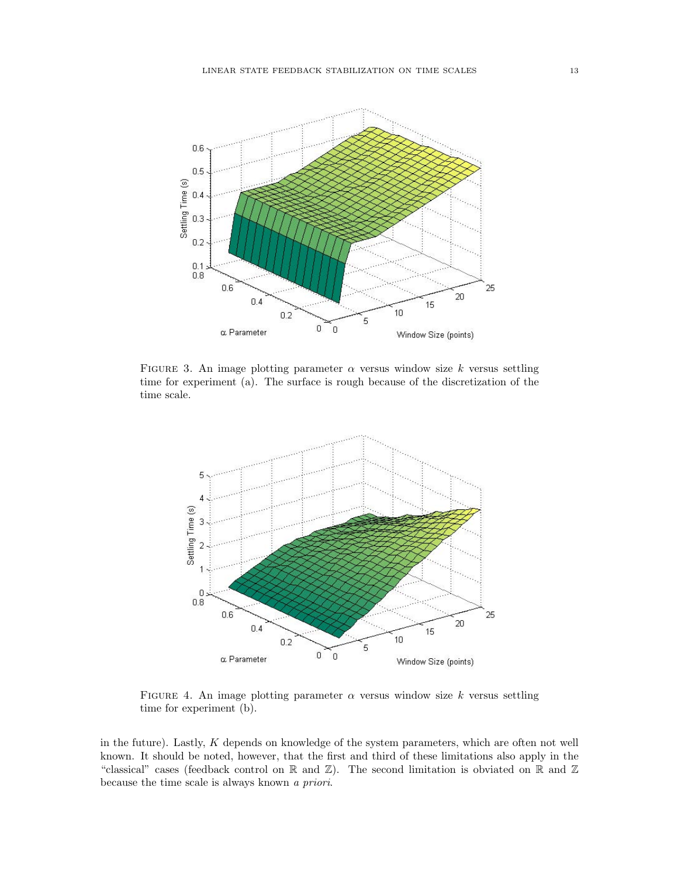FIGURE 3. An image plotting parameter $\alpha$ versus window size $k$ versus settling time for experiment (a). The surface is rough because of the discretization of the time scale.

FIGURE 4. An image plotting parameter $\alpha$ versus window size $k$ versus settling time for experiment (b).

in the future). Lastly, $K$ depends on knowledge of the system parameters, which are often not well known. It should be noted, however, that the first and third of these limitations also apply in the "classical" cases (feedback control on $\mathbb{R}$ and $\mathbb{Z}$). The second limitation is obviated on $\mathbb{R}$ and $\mathbb{Z}$ because the time scale is always known *a priori*.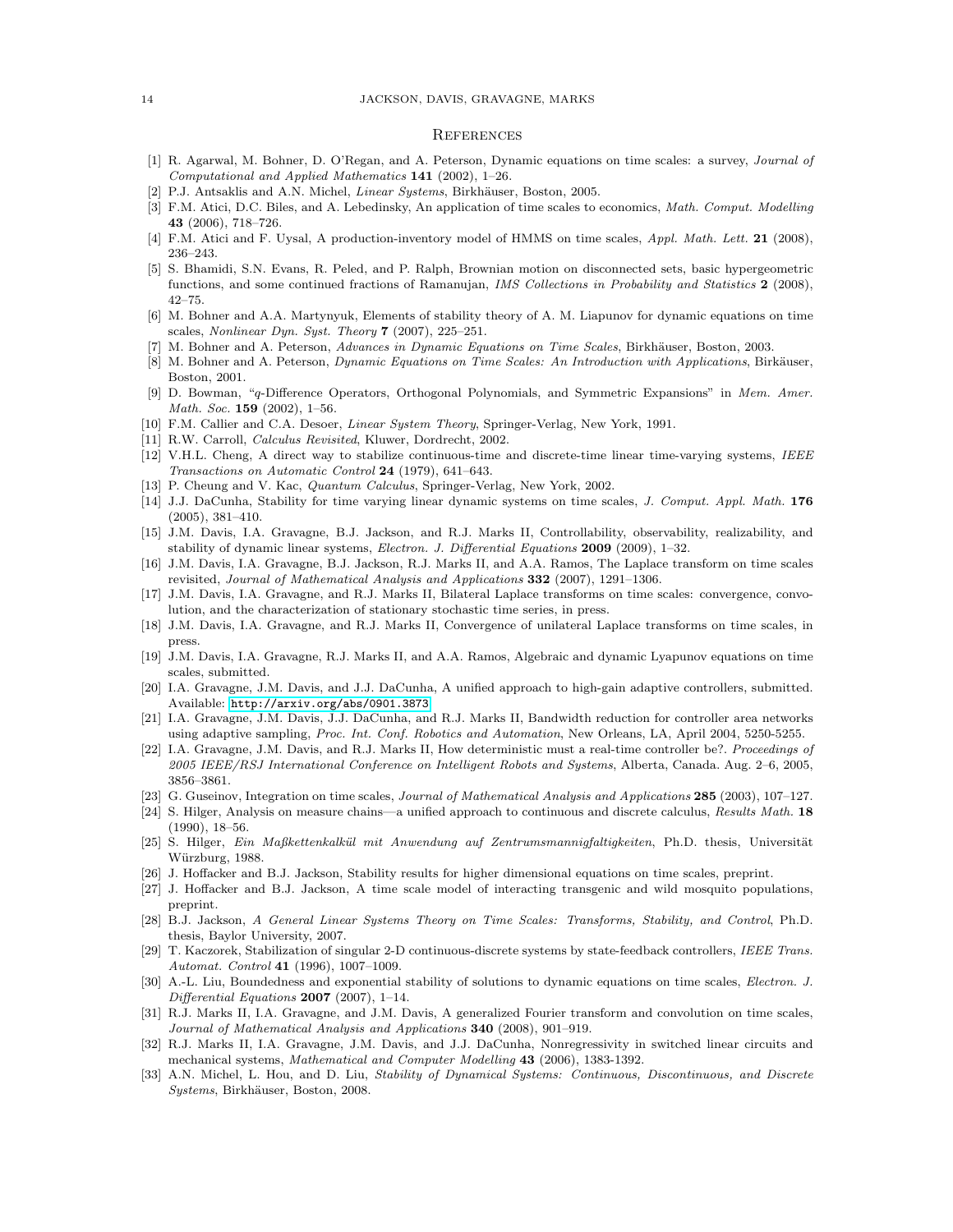## References

[1] R. Agarwal, M. Bohner, D. O'Regan, and A. Peterson, Dynamic equations on time scales: a survey, *Journal of Computational and Applied Mathematics* **141** (2002), 1–26.

[2] P.J. Antsaklis and A.N. Michel, *Linear Systems*, Birkhäuser, Boston, 2005.

[3] F.M. Atici, D.C. Biles, and A. Lebedinsky, An application of time scales to economics, *Math. Comput. Modelling* **43** (2006), 718–726.

[4] F.M. Atici and F. Uysal, A production-inventory model of HMMS on time scales, *Appl. Math. Lett.* **21** (2008), 236–243.

[5] S. Bhamidi, S.N. Evans, R. Peled, and P. Ralph, Brownian motion on disconnected sets, basic hypergeometric functions, and some continued fractions of Ramanujan, *IMS Collections in Probability and Statistics* **2** (2008), 42–75.

[6] M. Bohner and A.A. Martynyuk, Elements of stability theory of A. M. Liapunov for dynamic equations on time scales, *Nonlinear Dyn. Syst. Theory* **7** (2007), 225–251.

[7] M. Bohner and A. Peterson, *Advances in Dynamic Equations on Time Scales*, Birkhäuser, Boston, 2003.

[8] M. Bohner and A. Peterson, *Dynamic Equations on Time Scales: An Introduction with Applications*, Birkäuser, Boston, 2001.

[9] D. Bowman, "$q$-Difference Operators, Orthogonal Polynomials, and Symmetric Expansions" in *Mem. Amer. Math. Soc.* **159** (2002), 1–56.

[10] F.M. Callier and C.A. Desoer, *Linear System Theory*, Springer-Verlag, New York, 1991.

[11] R.W. Carroll, *Calculus Revisited*, Kluwer, Dordrecht, 2002.

[12] V.H.L. Cheng, A direct way to stabilize continuous-time and discrete-time linear time-varying systems, *IEEE Transactions on Automatic Control* **24** (1979), 641–643.

[13] P. Cheung and V. Kac, *Quantum Calculus*, Springer-Verlag, New York, 2002.

[14] J.J. DaCunha, Stability for time varying linear dynamic systems on time scales, *J. Comput. Appl. Math.* **176** (2005), 381–410.

[15] J.M. Davis, I.A. Gravagne, B.J. Jackson, and R.J. Marks II, Controllability, observability, realizability, and stability of dynamic linear systems, *Electron. J. Differential Equations* **2009** (2009), 1–32.

[16] J.M. Davis, I.A. Gravagne, B.J. Jackson, R.J. Marks II, and A.A. Ramos, The Laplace transform on time scales revisited, *Journal of Mathematical Analysis and Applications* **332** (2007), 1291–1306.

[17] J.M. Davis, I.A. Gravagne, and R.J. Marks II, Bilateral Laplace transforms on time scales: convergence, convolution, and the characterization of stationary stochastic time series, in press.

[18] J.M. Davis, I.A. Gravagne, and R.J. Marks II, Convergence of unilateral Laplace transforms on time scales, in press.

[19] J.M. Davis, I.A. Gravagne, R.J. Marks II, and A.A. Ramos, Algebraic and dynamic Lyapunov equations on time scales, submitted.

[20] I.A. Gravagne, J.M. Davis, and J.J. DaCunha, A unified approach to high-gain adaptive controllers, submitted. Available: http://arxiv.org/abs/0901.3873

[21] I.A. Gravagne, J.M. Davis, J.J. DaCunha, and R.J. Marks II, Bandwidth reduction for controller area networks using adaptive sampling, *Proc. Int. Conf. Robotics and Automation*, New Orleans, LA, April 2004, 5250-5255.

[22] I.A. Gravagne, J.M. Davis, and R.J. Marks II, How deterministic must a real-time controller be?. *Proceedings of 2005 IEEE/RSJ International Conference on Intelligent Robots and Systems*, Alberta, Canada. Aug. 2–6, 2005, 3856–3861.

[23] G. Guseinov, Integration on time scales, *Journal of Mathematical Analysis and Applications* **285** (2003), 107–127.

[24] S. Hilger, Analysis on measure chains—a unified approach to continuous and discrete calculus, *Results Math.* **18** (1990), 18–56.

[25] S. Hilger, *Ein Maßkettenkalkül mit Anwendung auf Zentrumsmannigfaltigkeiten*, Ph.D. thesis, Universität Würzburg, 1988.

[26] J. Hoffacker and B.J. Jackson, Stability results for higher dimensional equations on time scales, preprint.

[27] J. Hoffacker and B.J. Jackson, A time scale model of interacting transgenic and wild mosquito populations, preprint.

[28] B.J. Jackson, *A General Linear Systems Theory on Time Scales: Transforms, Stability, and Control*, Ph.D. thesis, Baylor University, 2007.

[29] T. Kaczorek, Stabilization of singular 2-D continuous-discrete systems by state-feedback controllers, *IEEE Trans. Automat. Control* **41** (1996), 1007–1009.

[30] A.-L. Liu, Boundedness and exponential stability of solutions to dynamic equations on time scales, *Electron. J. Differential Equations* **2007** (2007), 1–14.

[31] R.J. Marks II, I.A. Gravagne, and J.M. Davis, A generalized Fourier transform and convolution on time scales, *Journal of Mathematical Analysis and Applications* **340** (2008), 901–919.

[32] R.J. Marks II, I.A. Gravagne, J.M. Davis, and J.J. DaCunha, Nonregressivity in switched linear circuits and mechanical systems, *Mathematical and Computer Modelling* **43** (2006), 1383-1392.

[33] A.N. Michel, L. Hou, and D. Liu, *Stability of Dynamical Systems: Continuous, Discontinuous, and Discrete Systems*, Birkhäuser, Boston, 2008.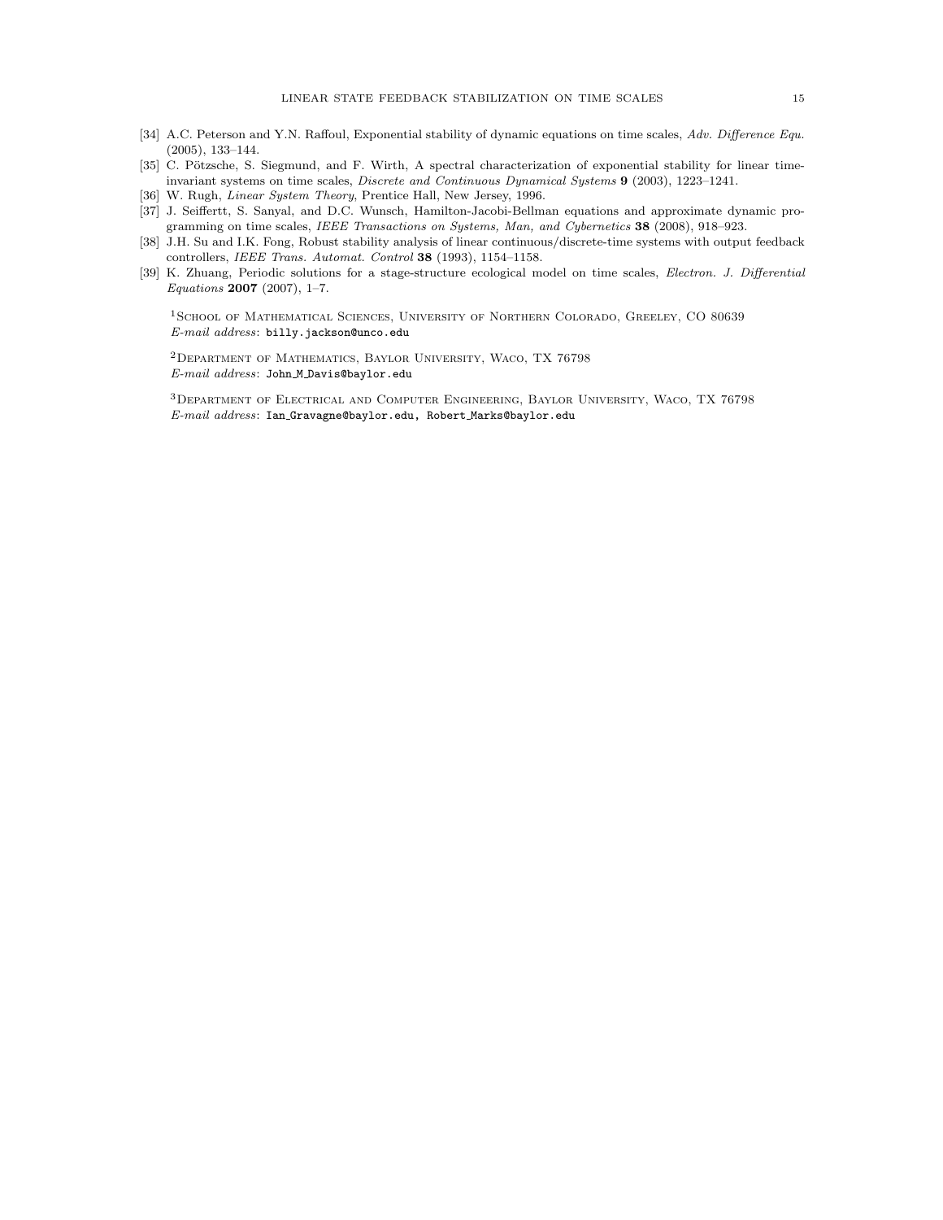[34] A.C. Peterson and Y.N. Raffoul, Exponential stability of dynamic equations on time scales, *Adv. Difference Equ.* (2005), 133–144.

[35] C. Pötzsche, S. Siegmund, and F. Wirth, A spectral characterization of exponential stability for linear time-invariant systems on time scales, *Discrete and Continuous Dynamical Systems* **9** (2003), 1223–1241.

[36] W. Rugh, *Linear System Theory*, Prentice Hall, New Jersey, 1996.

[37] J. Seiffertt, S. Sanyal, and D.C. Wunsch, Hamilton-Jacobi-Bellman equations and approximate dynamic programming on time scales, *IEEE Transactions on Systems, Man, and Cybernetics* **38** (2008), 918–923.

[38] J.H. Su and I.K. Fong, Robust stability analysis of linear continuous/discrete-time systems with output feedback controllers, *IEEE Trans. Automat. Control* **38** (1993), 1154–1158.

[39] K. Zhuang, Periodic solutions for a stage-structure ecological model on time scales, *Electron. J. Differential Equations* **2007** (2007), 1–7.

[1]School of Mathematical Sciences, University of Northern Colorado, Greeley, CO 80639
*E-mail address*: billy.jackson@unco.edu

[2]Department of Mathematics, Baylor University, Waco, TX 76798
*E-mail address*: John_M_Davis@baylor.edu

[3]Department of Electrical and Computer Engineering, Baylor University, Waco, TX 76798
*E-mail address*: Ian_Gravagne@baylor.edu, Robert_Marks@baylor.edu